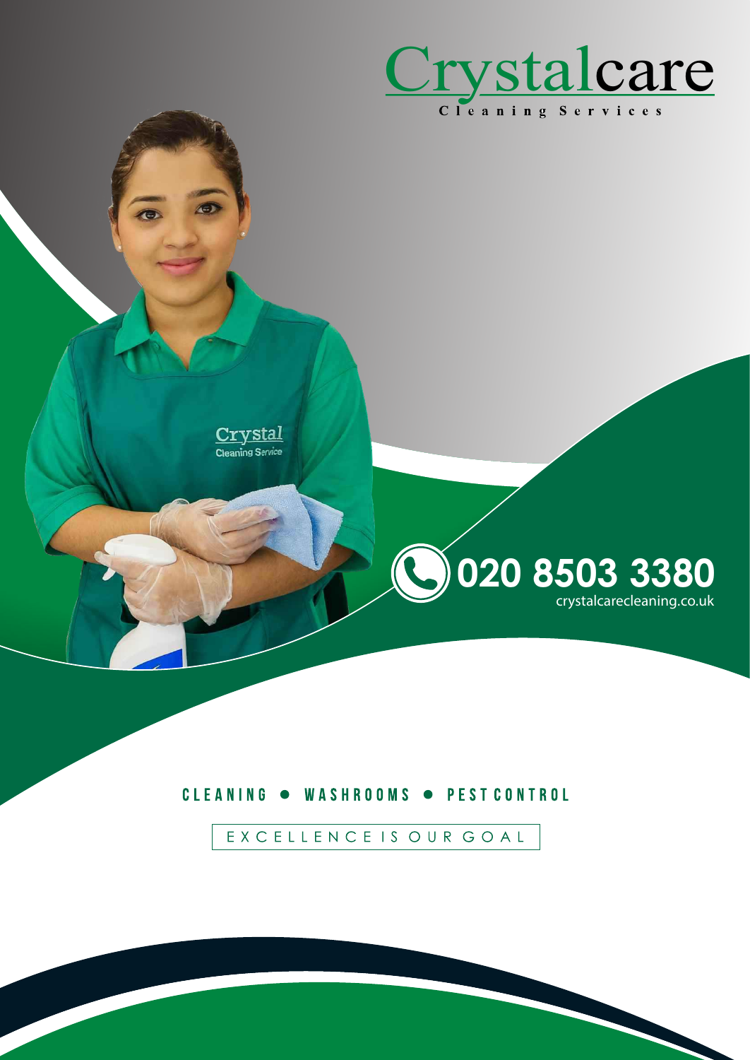# Crystalcare

Cleaning Services

020 8503 3380

crystalcarecleaning.co.uk

CLEANING • WASHROOMS • PEST CONTROL

EXCELLENCE IS OUR GOAL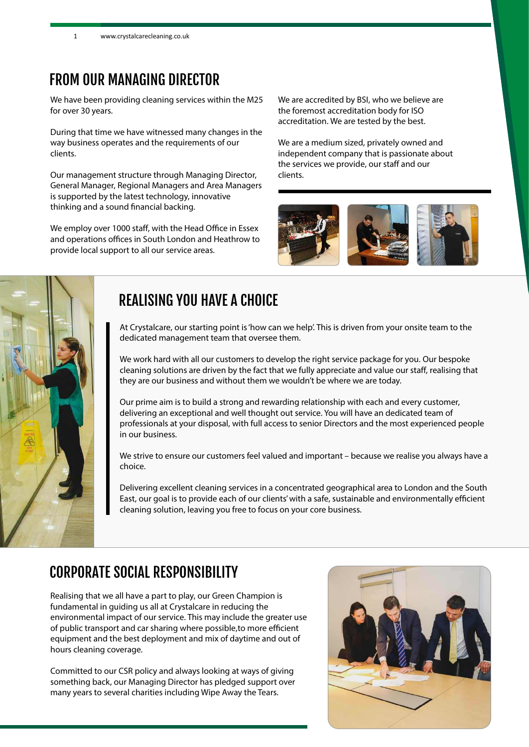## FROM OUR MANAGING DIRECTOR

We have been providing cleaning services within the M25 for over 30 years.

During that time we have witnessed many changes in the way business operates and the requirements of our clients.

Our management structure through Managing Director, General Manager, Regional Managers and Area Managers is supported by the latest technology, innovative thinking and a sound financial backing.

We employ over 1000 staff, with the Head Office in Essex and operations offices in South London and Heathrow to provide local support to all our service areas.

We are accredited by BSI, who we believe are the foremost accreditation body for ISO accreditation. We are tested by the best.

We are a medium sized, privately owned and independent company that is passionate about the services we provide, our staff and our clients.

## REALISING YOU HAVE A CHOICE

At Crystalcare, our starting point is 'how can we help'. This is driven from your onsite team to the dedicated management team that oversee them.

We work hard with all our customers to develop the right service package for you. Our bespoke cleaning solutions are driven by the fact that we fully appreciate and value our staff, realising that they are our business and without them we wouldn't be where we are today.

Our prime aim is to build a strong and rewarding relationship with each and every customer, delivering an exceptional and well thought out service. You will have an dedicated team of professionals at your disposal, with full access to senior Directors and the most experienced people in our business.

We strive to ensure our customers feel valued and important – because we realise you always have a choice.

Delivering excellent cleaning services in a concentrated geographical area to London and the South East, our goal is to provide each of our clients' with a safe, sustainable and environmentally efficient cleaning solution, leaving you free to focus on your core business.

## CORPORATE SOCIAL RESPONSIBILITY

Realising that we all have a part to play, our Green Champion is fundamental in guiding us all at Crystalcare in reducing the environmental impact of our service. This may include the greater use of public transport and car sharing where possible,to more efficient equipment and the best deployment and mix of daytime and out of hours cleaning coverage.

Committed to our CSR policy and always looking at ways of giving something back, our Managing Director has pledged support over many years to several charities including Wipe Away the Tears.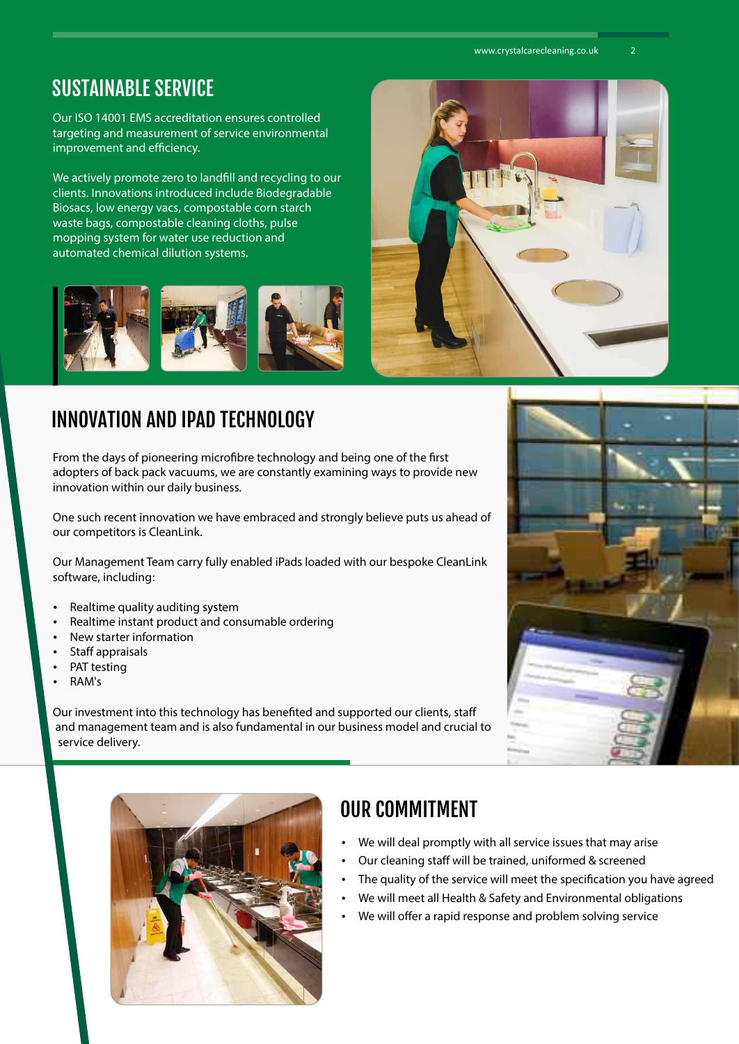## SUSTAINABLE SERVICE

Our ISO 14001 EMS accreditation ensures controlled targeting and measurement of service environmental improvement and efficiency.

We actively promote zero to landfill and recycling to our clients. Innovations introduced include Biodegradable Biosacs, low energy vacs, compostable corn starch waste bags, compostable cleaning cloths, pulse mopping system for water use reduction and automated chemical dilution systems.

## INNOVATION AND IPAD TECHNOLOGY

From the days of pioneering microfibre technology and being one of the first adopters of back pack vacuums, we are constantly examining ways to provide new innovation within our daily business.

One such recent innovation we have embraced and strongly believe puts us ahead of our competitors is CleanLink.

Our Management Team carry fully enabled iPads loaded with our bespoke CleanLink software, including:

- Realtime quality auditing system
- Realtime instant product and consumable ordering
- New starter information
- Staff appraisals
- PAT testing
- RAM's

Our investment into this technology has benefited and supported our clients, staff and management team and is also fundamental in our business model and crucial to service delivery.

## OUR COMMITMENT

- We will deal promptly with all service issues that may arise
- Our cleaning staff will be trained, uniformed & screened
- The quality of the service will meet the specification you have agreed
- We will meet all Health & Safety and Environmental obligations
- We will offer a rapid response and problem solving service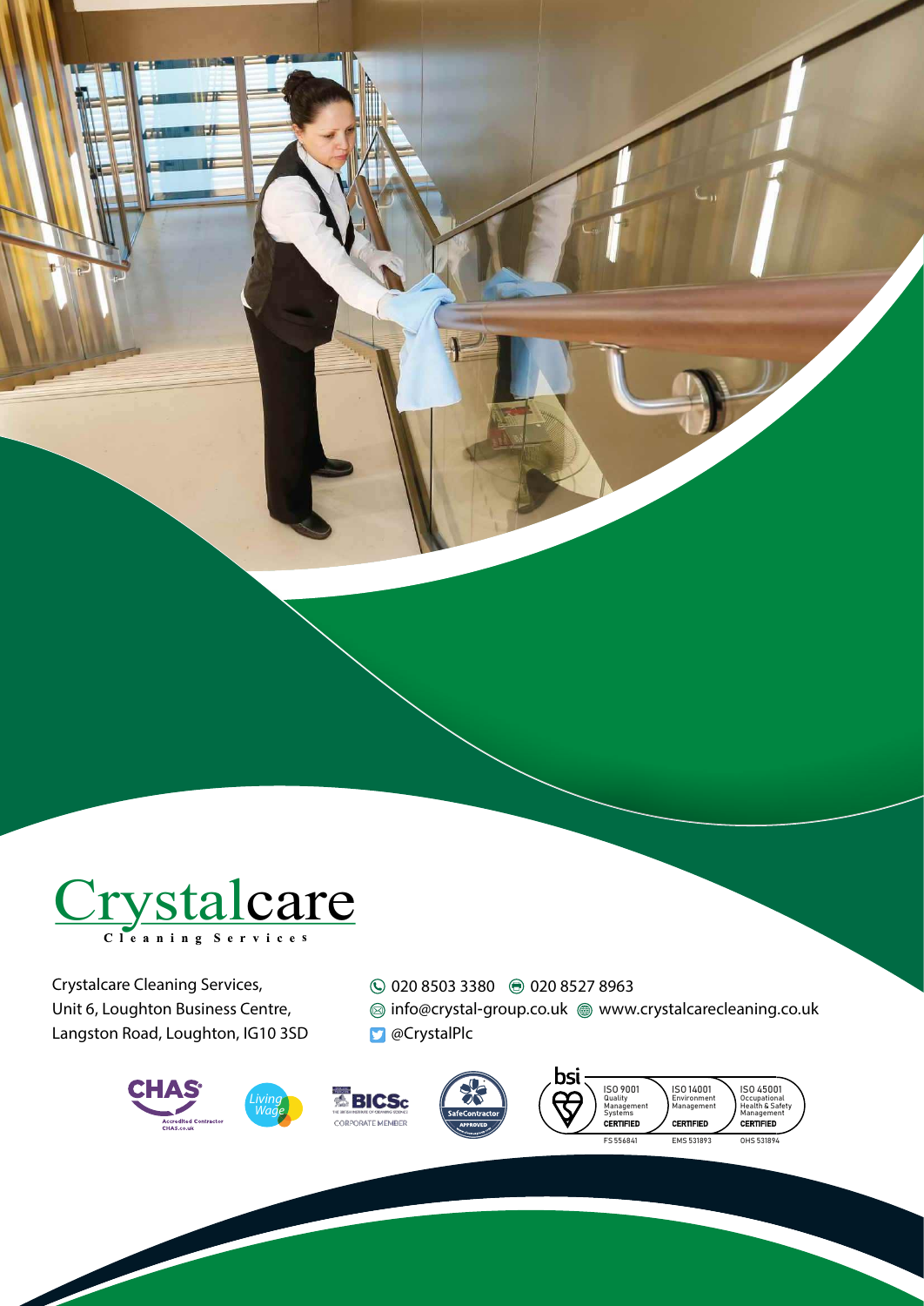# Crystalcare

Cleaning Services

Crystalcare Cleaning Services,
Unit 6, Loughton Business Centre,
Langston Road, Loughton, IG10 3SD

020 8503 3380 | 020 8527 8963

info@crystal-group.co.uk | www.crystalcarecleaning.co.uk

@CrystalPlc

CHAS Accredited Contractor CHAS.co.uk

Living Wage

BICSc THE BRITISH INSTITUTE OF CLEANING SCIENCE CORPORATE MEMBER

SafeContractor APPROVED

bsi

ISO 9001 Quality Management Systems CERTIFIED FS 556841

ISO 14001 Environment Management CERTIFIED EMS 531893

ISO 45001 Occupational Health & Safety Management CERTIFIED OHS 531894